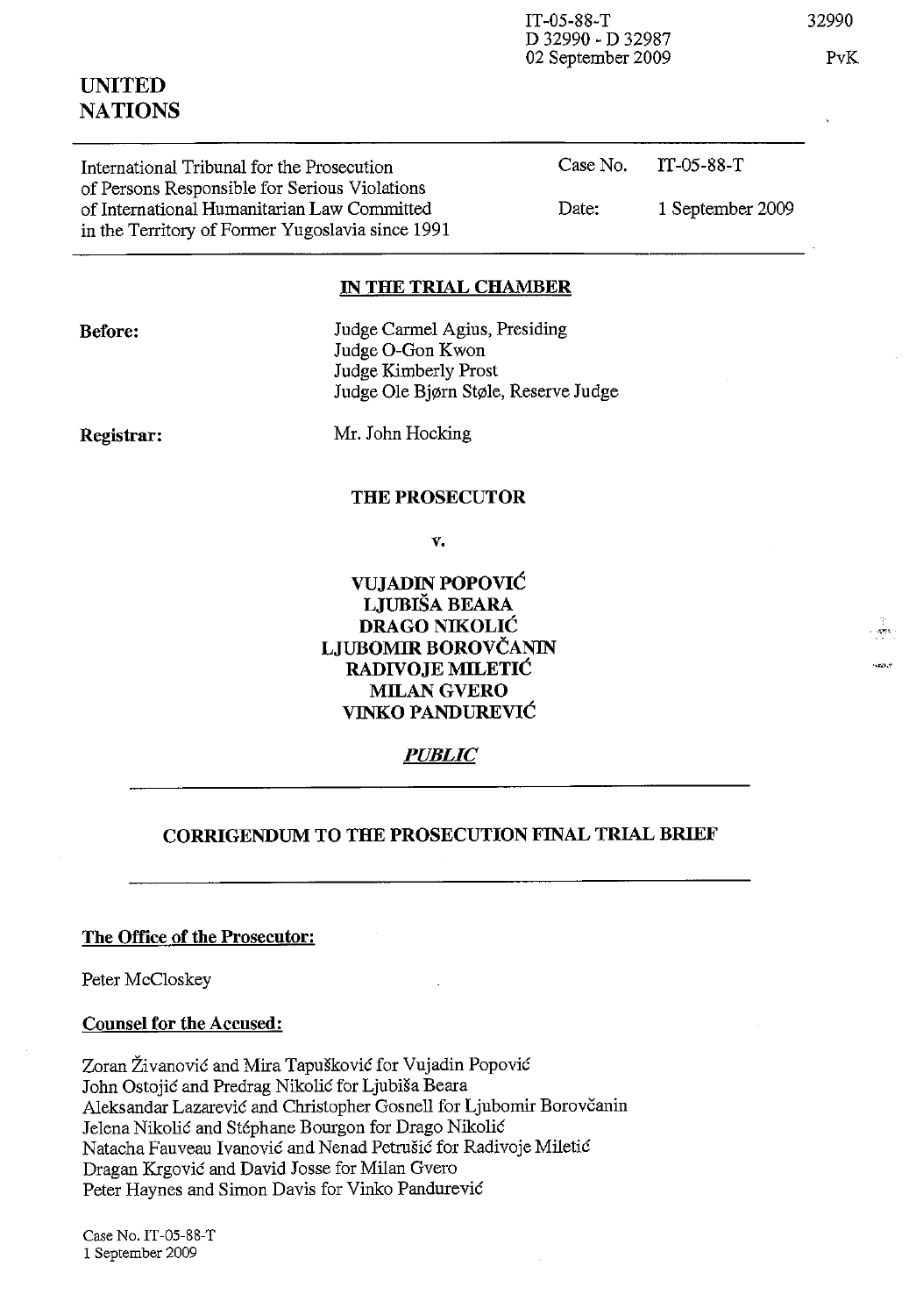IT-05-88-T
D 32990 - D 32987
02 September 2009

32990

PvK

# UNITED NATIONS

| International Tribunal for the Prosecution of Persons Responsible for Serious Violations of International Humanitarian Law Committed in the Territory of Former Yugoslavia since 1991 | Case No. | IT-05-88-T |
| --- | --- | --- |
| | Date: | 1 September 2009 |

## IN THE TRIAL CHAMBER

**Before:**

Judge Carmel Agius, Presiding
Judge O-Gon Kwon
Judge Kimberly Prost
Judge Ole Bjørn Støle, Reserve Judge

**Registrar:**

Mr. John Hocking

## THE PROSECUTOR

v.

**VUJADIN POPOVIĆ**
**LJUBIŠA BEARA**
**DRAGO NIKOLIĆ**
**LJUBOMIR BOROVČANIN**
**RADIVOJE MILETIĆ**
**MILAN GVERO**
**VINKO PANDUREVIĆ**

***PUBLIC***

## CORRIGENDUM TO THE PROSECUTION FINAL TRIAL BRIEF

**The Office of the Prosecutor:**

Peter McCloskey

**Counsel for the Accused:**

Zoran Živanović and Mira Tapušković for Vujadin Popović
John Ostojić and Predrag Nikolić for Ljubiša Beara
Aleksandar Lazarević and Christopher Gosnell for Ljubomir Borovčanin
Jelena Nikolić and Stéphane Bourgon for Drago Nikolić
Natacha Fauveau Ivanović and Nenad Petrušić for Radivoje Miletić
Dragan Krgović and David Josse for Milan Gvero
Peter Haynes and Simon Davis for Vinko Pandurević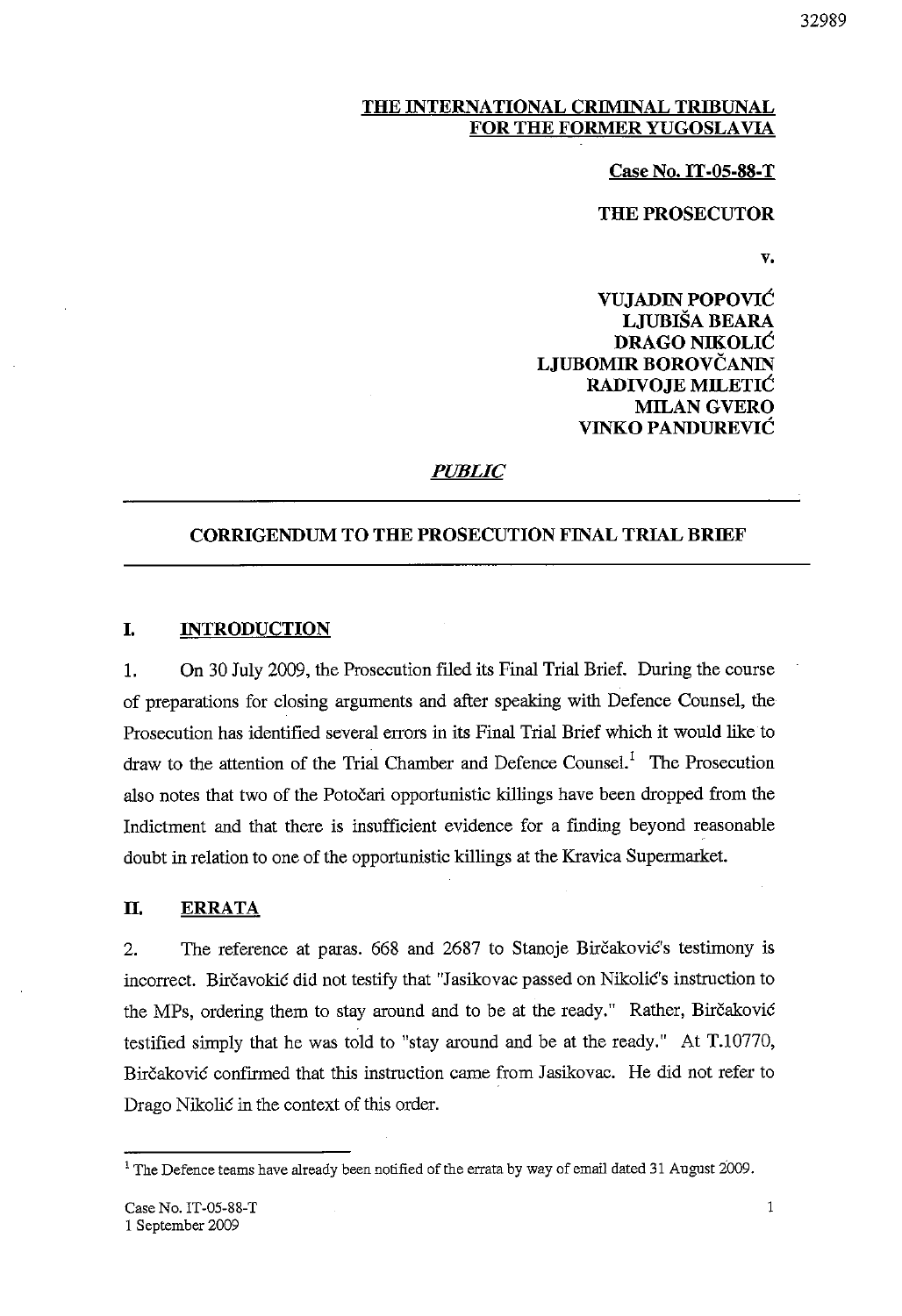**THE INTERNATIONAL CRIMINAL TRIBUNAL FOR THE FORMER YUGOSLAVIA**

**Case No. IT-05-88-T**

**THE PROSECUTOR**

**v.**

**VUJADIN POPOVIĆ**
**LJUBIŠA BEARA**
**DRAGO NIKOLIĆ**
**LJUBOMIR BOROVČANIN**
**RADIVOJE MILETIĆ**
**MILAN GVERO**
**VINKO PANDUREVIĆ**

***PUBLIC***

---

**CORRIGENDUM TO THE PROSECUTION FINAL TRIAL BRIEF**

---

## I. INTRODUCTION

1. On 30 July 2009, the Prosecution filed its Final Trial Brief. During the course of preparations for closing arguments and after speaking with Defence Counsel, the Prosecution has identified several errors in its Final Trial Brief which it would like to draw to the attention of the Trial Chamber and Defence Counsel.[1] The Prosecution also notes that two of the Potočari opportunistic killings have been dropped from the Indictment and that there is insufficient evidence for a finding beyond reasonable doubt in relation to one of the opportunistic killings at the Kravica Supermarket.

## II. ERRATA

2. The reference at paras. 668 and 2687 to Stanoje Birčaković's testimony is incorrect. Birčavokić did not testify that "Jasikovac passed on Nikolić's instruction to the MPs, ordering them to stay around and to be at the ready." Rather, Birčaković testified simply that he was told to "stay around and be at the ready." At T.10770, Birčaković confirmed that this instruction came from Jasikovac. He did not refer to Drago Nikolić in the context of this order.

---

[1] The Defence teams have already been notified of the errata by way of email dated 31 August 2009.

Case No. IT-05-88-T
1 September 2009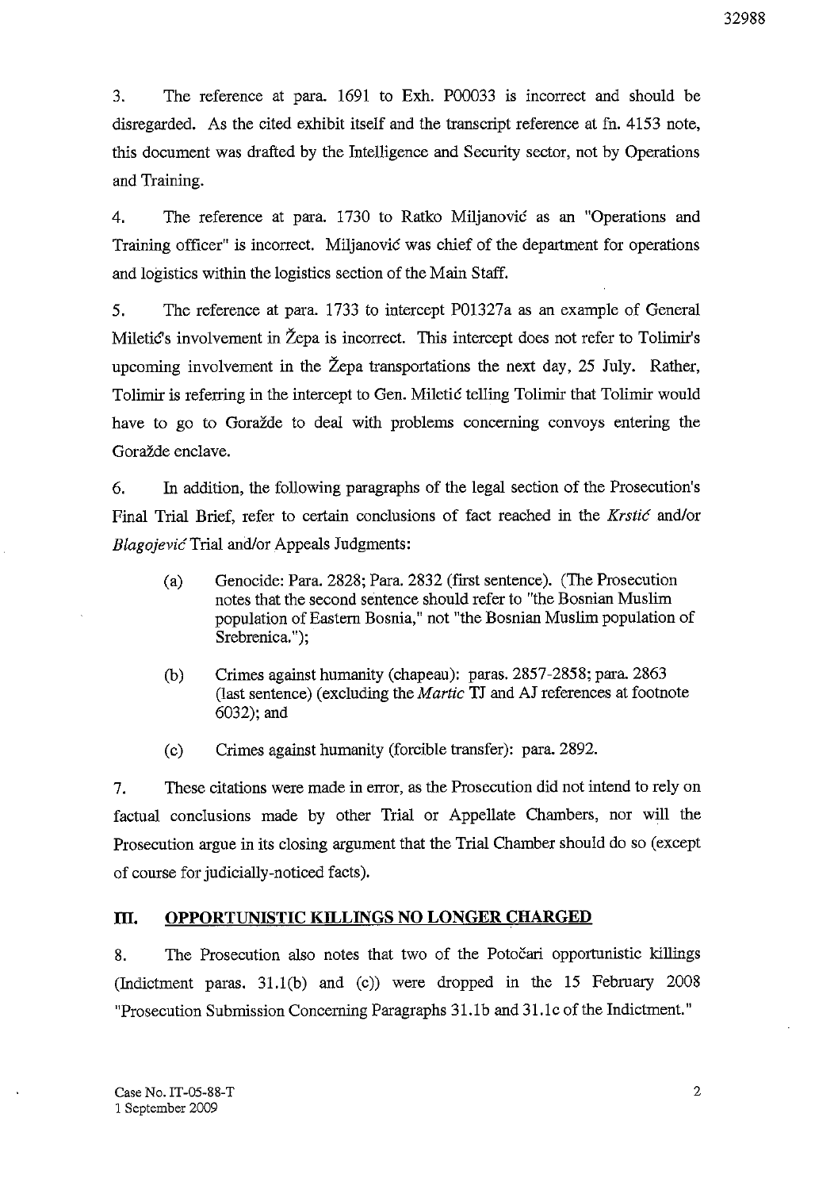3. The reference at para. 1691 to Exh. P00033 is incorrect and should be disregarded. As the cited exhibit itself and the transcript reference at fn. 4153 note, this document was drafted by the Intelligence and Security sector, not by Operations and Training.

4. The reference at para. 1730 to Ratko Miljanović as an "Operations and Training officer" is incorrect. Miljanović was chief of the department for operations and logistics within the logistics section of the Main Staff.

5. The reference at para. 1733 to intercept P01327a as an example of General Miletić's involvement in Žepa is incorrect. This intercept does not refer to Tolimir's upcoming involvement in the Žepa transportations the next day, 25 July. Rather, Tolimir is referring in the intercept to Gen. Miletić telling Tolimir that Tolimir would have to go to Goražde to deal with problems concerning convoys entering the Goražde enclave.

6. In addition, the following paragraphs of the legal section of the Prosecution's Final Trial Brief, refer to certain conclusions of fact reached in the *Krstić* and/or *Blagojević* Trial and/or Appeals Judgments:

   (a) Genocide: Para. 2828; Para. 2832 (first sentence). (The Prosecution notes that the second sentence should refer to "the Bosnian Muslim population of Eastern Bosnia," not "the Bosnian Muslim population of Srebrenica.");

   (b) Crimes against humanity (chapeau): paras. 2857-2858; para. 2863 (last sentence) (excluding the *Martic* TJ and AJ references at footnote 6032); and

   (c) Crimes against humanity (forcible transfer): para. 2892.

7. These citations were made in error, as the Prosecution did not intend to rely on factual conclusions made by other Trial or Appellate Chambers, nor will the Prosecution argue in its closing argument that the Trial Chamber should do so (except of course for judicially-noticed facts).

## III. OPPORTUNISTIC KILLINGS NO LONGER CHARGED

8. The Prosecution also notes that two of the Potočari opportunistic killings (Indictment paras. 31.1(b) and (c)) were dropped in the 15 February 2008 "Prosecution Submission Concerning Paragraphs 31.1b and 31.1c of the Indictment."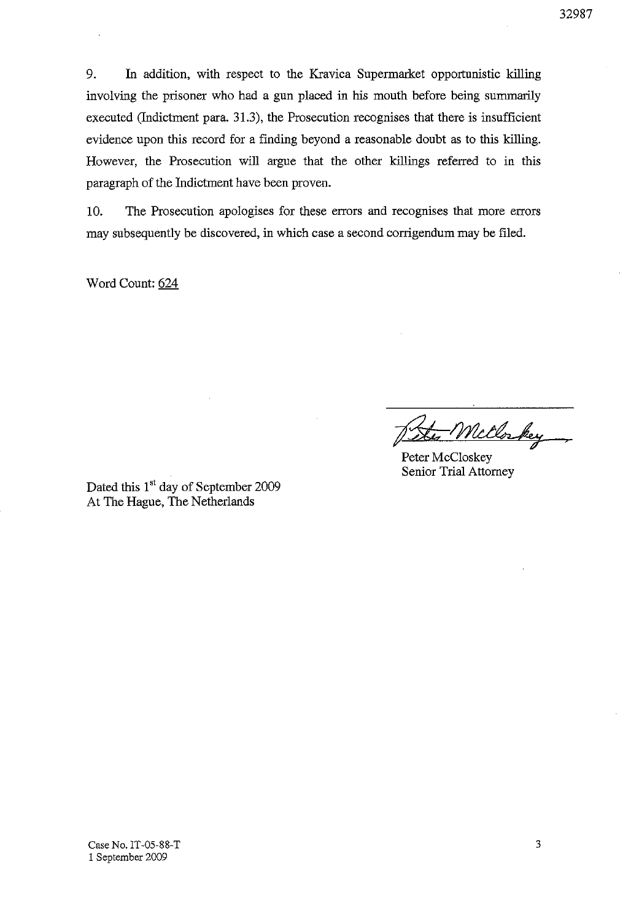9. In addition, with respect to the Kravica Supermarket opportunistic killing involving the prisoner who had a gun placed in his mouth before being summarily executed (Indictment para. 31.3), the Prosecution recognises that there is insufficient evidence upon this record for a finding beyond a reasonable doubt as to this killing. However, the Prosecution will argue that the other killings referred to in this paragraph of the Indictment have been proven.

10. The Prosecution apologises for these errors and recognises that more errors may subsequently be discovered, in which case a second corrigendum may be filed.

Word Count: 624

Peter McCloskey
Senior Trial Attorney

Dated this 1st day of September 2009
At The Hague, The Netherlands

Case No. IT-05-88-T
1 September 2009